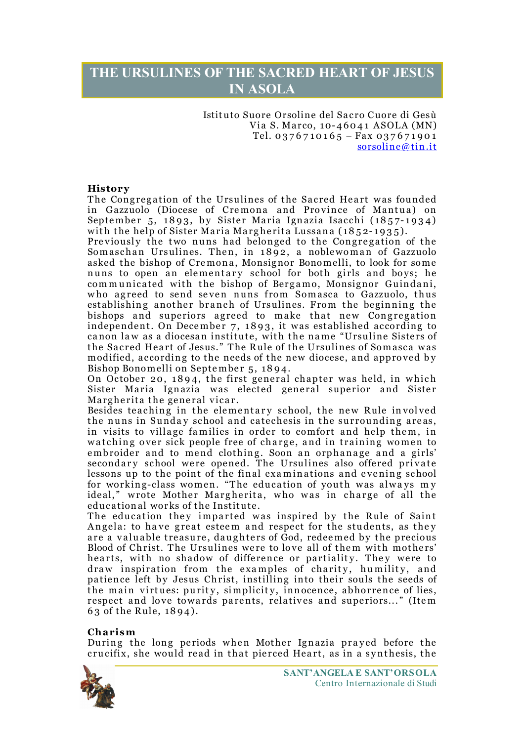# THE URSULINES OF THE SACRED HEART OF JESUS IN ASOLA

Istituto Suore Orsoline del Sacro Cuore di Gesù
Via S. Marco, 10-46041 ASOLA (MN)
Tel. 0376710165 – Fax 037671901
sorsoline@tin.it

**History**

The Congregation of the Ursulines of the Sacred Heart was founded in Gazzuolo (Diocese of Cremona and Province of Mantua) on September 5, 1893, by Sister Maria Ignazia Isacchi (1857-1934) with the help of Sister Maria Margherita Lussana (1852-1935).

Previously the two nuns had belonged to the Congregation of the Somaschan Ursulines. Then, in 1892, a noblewoman of Gazzuolo asked the bishop of Cremona, Monsignor Bonomelli, to look for some nuns to open an elementary school for both girls and boys; he communicated with the bishop of Bergamo, Monsignor Guindani, who agreed to send seven nuns from Somasca to Gazzuolo, thus establishing another branch of Ursulines. From the beginning the bishops and superiors agreed to make that new Congregation independent. On December 7, 1893, it was established according to canon law as a diocesan institute, with the name "Ursuline Sisters of the Sacred Heart of Jesus." The Rule of the Ursulines of Somasca was modified, according to the needs of the new diocese, and approved by Bishop Bonomelli on September 5, 1894.

On October 20, 1894, the first general chapter was held, in which Sister Maria Ignazia was elected general superior and Sister Margherita the general vicar.

Besides teaching in the elementary school, the new Rule involved the nuns in Sunday school and catechesis in the surrounding areas, in visits to village families in order to comfort and help them, in watching over sick people free of charge, and in training women to embroider and to mend clothing. Soon an orphanage and a girls' secondary school were opened. The Ursulines also offered private lessons up to the point of the final examinations and evening school for working-class women. "The education of youth was always my ideal," wrote Mother Margherita, who was in charge of all the educational works of the Institute.

The education they imparted was inspired by the Rule of Saint Angela: to have great esteem and respect for the students, as they are a valuable treasure, daughters of God, redeemed by the precious Blood of Christ. The Ursulines were to love all of them with mothers' hearts, with no shadow of difference or partiality. They were to draw inspiration from the examples of charity, humility, and patience left by Jesus Christ, instilling into their souls the seeds of the main virtues: purity, simplicity, innocence, abhorrence of lies, respect and love towards parents, relatives and superiors..." (Item 63 of the Rule, 1894).

**Charism**

During the long periods when Mother Ignazia prayed before the crucifix, she would read in that pierced Heart, as in a synthesis, the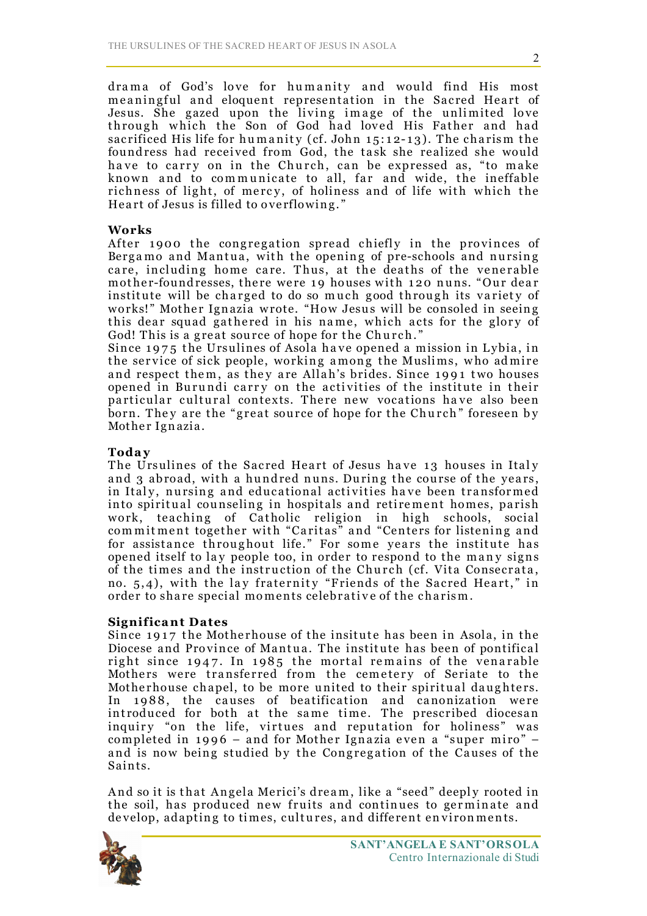drama of God's love for humanity and would find His most meaningful and eloquent representation in the Sacred Heart of Jesus. She gazed upon the living image of the unlimited love through which the Son of God had loved His Father and had sacrificed His life for humanity (cf. John 15:12-13). The charism the foundress had received from God, the task she realized she would have to carry on in the Church, can be expressed as, "to make known and to communicate to all, far and wide, the ineffable richness of light, of mercy, of holiness and of life with which the Heart of Jesus is filled to overflowing."

**Works**

After 1900 the congregation spread chiefly in the provinces of Bergamo and Mantua, with the opening of pre-schools and nursing care, including home care. Thus, at the deaths of the venerable mother-foundresses, there were 19 houses with 120 nuns. "Our dear institute will be charged to do so much good through its variety of works!" Mother Ignazia wrote. "How Jesus will be consoled in seeing this dear squad gathered in his name, which acts for the glory of God! This is a great source of hope for the Church."

Since 1975 the Ursulines of Asola have opened a mission in Lybia, in the service of sick people, working among the Muslims, who admire and respect them, as they are Allah's brides. Since 1991 two houses opened in Burundi carry on the activities of the institute in their particular cultural contexts. There new vocations have also been born. They are the "great source of hope for the Church" foreseen by Mother Ignazia.

**Today**

The Ursulines of the Sacred Heart of Jesus have 13 houses in Italy and 3 abroad, with a hundred nuns. During the course of the years, in Italy, nursing and educational activities have been transformed into spiritual counseling in hospitals and retirement homes, parish work, teaching of Catholic religion in high schools, social commitment together with "Caritas" and "Centers for listening and for assistance throughout life." For some years the institute has opened itself to lay people too, in order to respond to the many signs of the times and the instruction of the Church (cf. Vita Consecrata, no. 5,4), with the lay fraternity "Friends of the Sacred Heart," in order to share special moments celebrative of the charism.

**Significant Dates**

Since 1917 the Motherhouse of the insitute has been in Asola, in the Diocese and Province of Mantua. The institute has been of pontifical right since 1947. In 1985 the mortal remains of the venarable Mothers were transferred from the cemetery of Seriate to the Motherhouse chapel, to be more united to their spiritual daughters. In 1988, the causes of beatification and canonization were introduced for both at the same time. The prescribed diocesan inquiry "on the life, virtues and reputation for holiness" was completed in 1996 – and for Mother Ignazia even a "super miro" – and is now being studied by the Congregation of the Causes of the Saints.

And so it is that Angela Merici's dream, like a "seed" deeply rooted in the soil, has produced new fruits and continues to germinate and develop, adapting to times, cultures, and different environments.